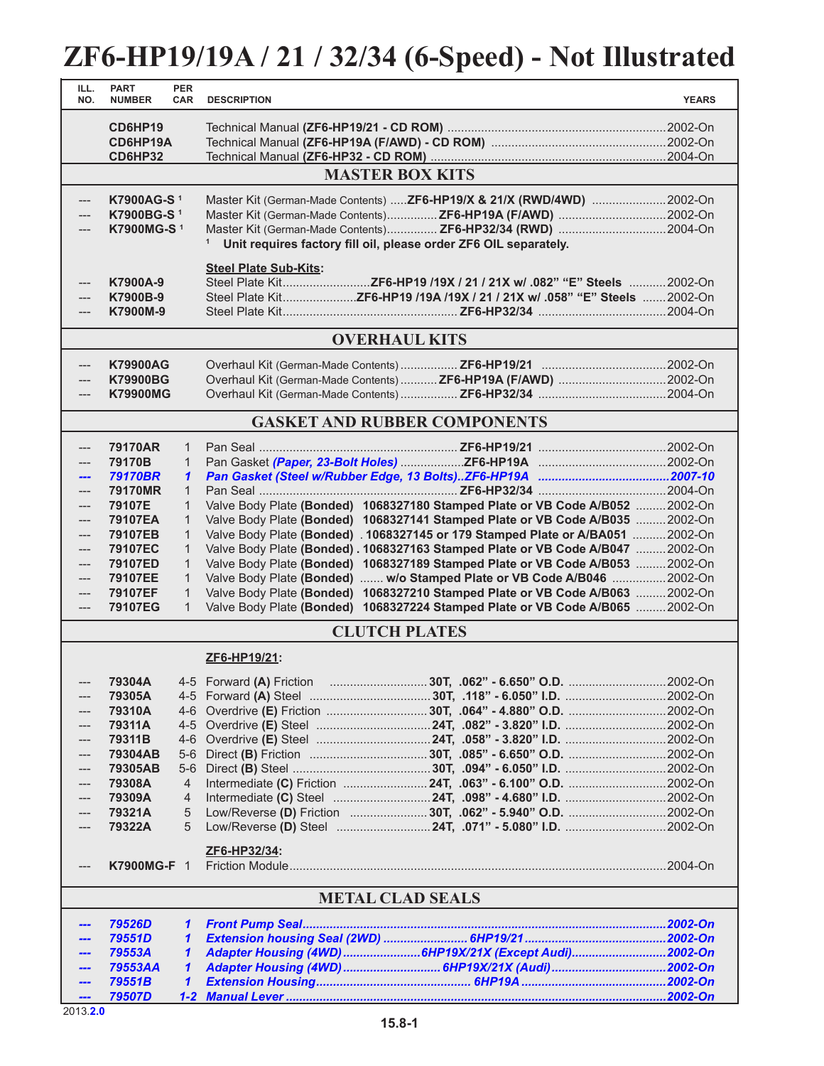# ZF6-HP19/19A / 21 / 32/34 (6-Speed) - Not Illustrated

| ILL. NO. | PART NUMBER | PER CAR | DESCRIPTION | YEARS |
|---|---|---|---|---|
| | **CD6HP19** | | Technical Manual **(ZF6-HP19/21 - CD ROM)** | 2002-On |
| | **CD6HP19A** | | Technical Manual **(ZF6-HP19A (F/AWD) - CD ROM)** | 2002-On |
| | **CD6HP32** | | Technical Manual **(ZF6-HP32 - CD ROM)** | 2004-On |
| | | | **MASTER BOX KITS** | |
| --- | **K7900AG-S** [1] | | Master Kit (German-Made Contents) **ZF6-HP19/X & 21/X (RWD/4WD)** | 2002-On |
| --- | **K7900BG-S** [1] | | Master Kit (German-Made Contents) **ZF6-HP19A (F/AWD)** | 2002-On |
| --- | **K7900MG-S** [1] | | Master Kit (German-Made Contents) **ZF6-HP32/34 (RWD)** | 2004-On |
| | | | [1] **Unit requires factory fill oil, please order ZF6 OIL separately.** | |
| | | | **Steel Plate Sub-Kits:** | |
| --- | **K7900A-9** | | Steel Plate Kit **ZF6-HP19 /19X / 21 / 21X w/ .082" "E" Steels** | 2002-On |
| --- | **K7900B-9** | | Steel Plate Kit **ZF6-HP19 /19A /19X / 21 / 21X w/ .058" "E" Steels** | 2002-On |
| --- | **K7900M-9** | | Steel Plate Kit **ZF6-HP32/34** | 2004-On |
| | | | **OVERHAUL KITS** | |
| --- | **K79900AG** | | Overhaul Kit (German-Made Contents) **ZF6-HP19/21** | 2002-On |
| --- | **K79900BG** | | Overhaul Kit (German-Made Contents) **ZF6-HP19A (F/AWD)** | 2002-On |
| --- | **K79900MG** | | Overhaul Kit (German-Made Contents) **ZF6-HP32/34** | 2004-On |
| | | | **GASKET AND RUBBER COMPONENTS** | |
| --- | **79170AR** | 1 | Pan Seal **ZF6-HP19/21** | 2002-On |
| --- | **79170B** | 1 | Pan Gasket ***(Paper, 23-Bolt Holes)*** **ZF6-HP19A** | 2002-On |
| --- | ***79170BR*** | ***1*** | ***Pan Gasket (Steel w/Rubber Edge, 13 Bolts)..ZF6-HP19A*** | ***2007-10*** |
| --- | **79170MR** | 1 | Pan Seal **ZF6-HP32/34** | 2004-On |
| --- | **79107E** | 1 | Valve Body Plate **(Bonded) 1068327180 Stamped Plate or VB Code A/B052** | 2002-On |
| --- | **79107EA** | 1 | Valve Body Plate **(Bonded) 1068327141 Stamped Plate or VB Code A/B035** | 2002-On |
| --- | **79107EB** | 1 | Valve Body Plate **(Bonded) . 1068327145 or 179 Stamped Plate or A/BA051** | 2002-On |
| --- | **79107EC** | 1 | Valve Body Plate **(Bonded) . 1068327163 Stamped Plate or VB Code A/B047** | 2002-On |
| --- | **79107ED** | 1 | Valve Body Plate **(Bonded) 1068327189 Stamped Plate or VB Code A/B053** | 2002-On |
| --- | **79107EE** | 1 | Valve Body Plate **(Bonded) ....... w/o Stamped Plate or VB Code A/B046** | 2002-On |
| --- | **79107EF** | 1 | Valve Body Plate **(Bonded) 1068327210 Stamped Plate or VB Code A/B063** | 2002-On |
| --- | **79107EG** | 1 | Valve Body Plate **(Bonded) 1068327224 Stamped Plate or VB Code A/B065** | 2002-On |
| | | | **CLUTCH PLATES** | |
| | | | **ZF6-HP19/21:** | |
| --- | **79304A** | 4-5 | Forward **(A)** Friction **30T, .062" - 6.650" O.D.** | 2002-On |
| --- | **79305A** | 4-5 | Forward **(A)** Steel **30T, .118" - 6.050" I.D.** | 2002-On |
| --- | **79310A** | 4-6 | Overdrive **(E)** Friction **30T, .064" - 4.880" O.D.** | 2002-On |
| --- | **79311A** | 4-5 | Overdrive **(E)** Steel **24T, .082" - 3.820" I.D.** | 2002-On |
| --- | **79311B** | 4-6 | Overdrive **(E)** Steel **24T, .058" - 3.820" I.D.** | 2002-On |
| --- | **79304AB** | 5-6 | Direct **(B)** Friction **30T, .085" - 6.650" O.D.** | 2002-On |
| --- | **79305AB** | 5-6 | Direct **(B)** Steel **30T, .094" - 6.050" I.D.** | 2002-On |
| --- | **79308A** | 4 | Intermediate **(C)** Friction **24T, .063" - 6.100" O.D.** | 2002-On |
| --- | **79309A** | 4 | Intermediate **(C)** Steel **24T, .098" - 4.680" I.D.** | 2002-On |
| --- | **79321A** | 5 | Low/Reverse **(D)** Friction **30T, .062" - 5.940" O.D.** | 2002-On |
| --- | **79322A** | 5 | Low/Reverse **(D)** Steel **24T, .071" - 5.080" I.D.** | 2002-On |
| | | | **ZF6-HP32/34:** | |
| --- | **K7900MG-F** | 1 | Friction Module | 2004-On |
| | | | **METAL CLAD SEALS** | |
| ***---*** | ***79526D*** | ***1*** | ***Front Pump Seal*** | ***2002-On*** |
| ***---*** | ***79551D*** | ***1*** | ***Extension housing Seal (2WD) 6HP19/21*** | ***2002-On*** |
| ***---*** | ***79553A*** | ***1*** | ***Adapter Housing (4WD) 6HP19X/21X (Except Audi)*** | ***2002-On*** |
| ***---*** | ***79553AA*** | ***1*** | ***Adapter Housing (4WD) 6HP19X/21X (Audi)*** | ***2002-On*** |
| ***---*** | ***79551B*** | ***1*** | ***Extension Housing 6HP19A*** | ***2002-On*** |
| ***---*** | ***79507D*** | ***1-2*** | ***Manual Lever*** | ***2002-On*** |

2013.**2.0**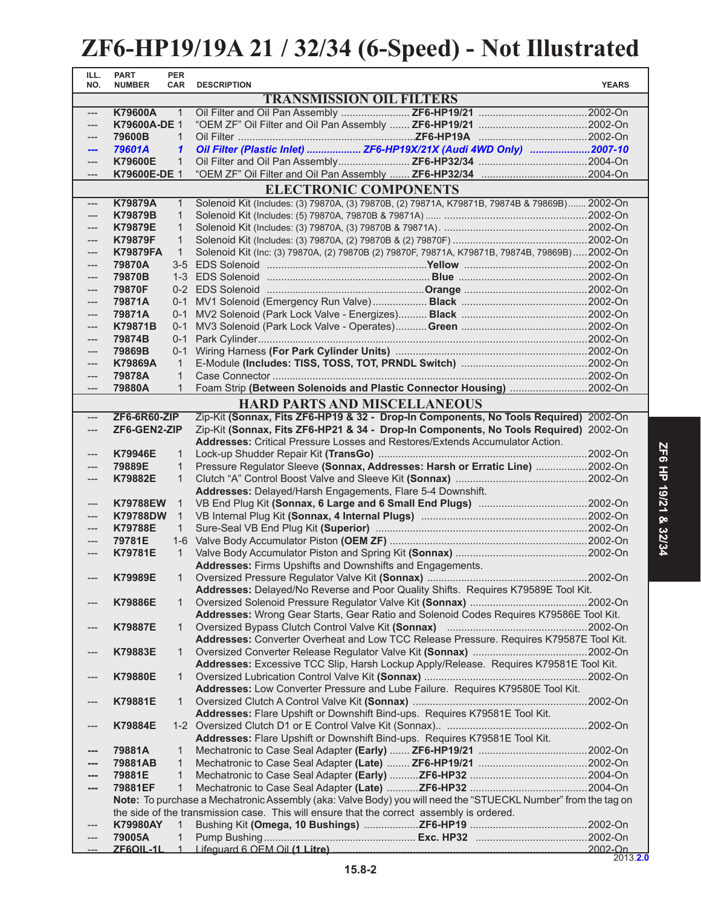# ZF6-HP19/19A 21 / 32/34 (6-Speed) - Not Illustrated

| ILL. NO. | PART NUMBER | PER CAR | DESCRIPTION | YEARS |
|---|---|---|---|---|
| | | | **TRANSMISSION OIL FILTERS** | |
| --- | **K79600A** | 1 | Oil Filter and Oil Pan Assembly ........................ **ZF6-HP19/21** | 2002-On |
| --- | **K79600A-DE** | 1 | "OEM ZF" Oil Filter and Oil Pan Assembly ....... **ZF6-HP19/21** | 2002-On |
| --- | **79600B** | 1 | Oil Filter ........................ **ZF6-HP19A** | 2002-On |
| --- | ***79601A*** | ***1*** | ***Oil Filter (Plastic Inlet) .................. ZF6-HP19X/21X (Audi 4WD Only)*** | ***2007-10*** |
| --- | **K79600E** | 1 | Oil Filter and Oil Pan Assembly........................ **ZF6-HP32/34** | 2004-On |
| --- | **K79600E-DE** | 1 | "OEM ZF" Oil Filter and Oil Pan Assembly ....... **ZF6-HP32/34** | 2004-On |
| | | | **ELECTRONIC COMPONENTS** | |
| --- | **K79879A** | 1 | Solenoid Kit (Includes: (3) 79870A, (3) 79870B, (2) 79871A, K79871B, 79874B & 79869B) | 2002-On |
| --- | **K79879B** | 1 | Solenoid Kit (Includes: (5) 79870A, 79870B & 79871A) | 2002-On |
| --- | **K79879E** | 1 | Solenoid Kit (Includes: (3) 79870A, (3) 79870B & 79871A). | 2002-On |
| --- | **K79879F** | 1 | Solenoid Kit (Includes: (3) 79870A, (2) 79870B & (2) 79870F) | 2002-On |
| --- | **K79879FA** | 1 | Solenoid Kit (Inc: (3) 79870A, (2) 79870B (2) 79870F, 79871A, K79871B, 79874B, 79869B) | 2002-On |
| --- | **79870A** | 3-5 | EDS Solenoid ........................ **Yellow** | 2002-On |
| --- | **79870B** | 1-3 | EDS Solenoid ........................ **Blue** | 2002-On |
| --- | **79870F** | 0-2 | EDS Solenoid ........................ **Orange** | 2002-On |
| --- | **79871A** | 0-1 | MV1 Solenoid (Emergency Run Valve)................... **Black** | 2002-On |
| --- | **79871A** | 0-1 | MV2 Solenoid (Park Lock Valve - Energizes).......... **Black** | 2002-On |
| --- | **K79871B** | 0-1 | MV3 Solenoid (Park Lock Valve - Operates)........... **Green** | 2002-On |
| --- | **79874B** | 0-1 | Park Cylinder | 2002-On |
| --- | **79869B** | 0-1 | Wiring Harness **(For Park Cylinder Units)** | 2002-On |
| --- | **K79869A** | 1 | E-Module **(Includes: TISS, TOSS, TOT, PRNDL Switch)** | 2002-On |
| --- | **79878A** | 1 | Case Connector | 2002-On |
| --- | **79880A** | 1 | Foam Strip **(Between Solenoids and Plastic Connector Housing)** | 2002-On |
| | | | **HARD PARTS AND MISCELLANEOUS** | |
| --- | **ZF6-6R60-ZIP** | | Zip-Kit **(Sonnax, Fits ZF6-HP19 & 32 - Drop-In Components, No Tools Required)** | 2002-On |
| --- | **ZF6-GEN2-ZIP** | | Zip-Kit **(Sonnax, Fits ZF6-HP21 & 34 - Drop-In Components, No Tools Required)** **Addresses:** Critical Pressure Losses and Restores/Extends Accumulator Action. | 2002-On |
| --- | **K79946E** | 1 | Lock-up Shudder Repair Kit **(TransGo)** | 2002-On |
| --- | **79889E** | 1 | Pressure Regulator Sleeve **(Sonnax, Addresses: Harsh or Erratic Line)** | 2002-On |
| --- | **K79882E** | 1 | Clutch "A" Control Boost Valve and Sleeve Kit **(Sonnax)** **Addresses:** Delayed/Harsh Engagements, Flare 5-4 Downshift. | 2002-On |
| --- | **K79788EW** | 1 | VB End Plug Kit **(Sonnax, 6 Large and 6 Small End Plugs)** | 2002-On |
| --- | **K79788DW** | 1 | VB Internal Plug Kit **(Sonnax, 4 Internal Plugs)** | 2002-On |
| --- | **K79788E** | 1 | Sure-Seal VB End Plug Kit **(Superior)** | 2002-On |
| --- | **79781E** | 1-6 | Valve Body Accumulator Piston **(OEM ZF)** | 2002-On |
| --- | **K79781E** | 1 | Valve Body Accumulator Piston and Spring Kit **(Sonnax)** **Addresses:** Firms Upshifts and Downshifts and Engagements. | 2002-On |
| --- | **K79989E** | 1 | Oversized Pressure Regulator Valve Kit **(Sonnax)** **Addresses:** Delayed/No Reverse and Poor Quality Shifts. Requires K79589E Tool Kit. | 2002-On |
| --- | **K79886E** | 1 | Oversized Solenoid Pressure Regulator Valve Kit **(Sonnax)** **Addresses:** Wrong Gear Starts, Gear Ratio and Solenoid Codes Requires K79586E Tool Kit. | 2002-On |
| --- | **K79887E** | 1 | Oversized Bypass Clutch Control Valve Kit **(Sonnax)** **Addresses:** Converter Overheat and Low TCC Release Pressure. Requires K79587E Tool Kit. | 2002-On |
| --- | **K79883E** | 1 | Oversized Converter Release Regulator Valve Kit **(Sonnax)** **Addresses:** Excessive TCC Slip, Harsh Lockup Apply/Release. Requires K79581E Tool Kit. | 2002-On |
| --- | **K79880E** | 1 | Oversized Lubrication Control Valve Kit **(Sonnax)** **Addresses:** Low Converter Pressure and Lube Failure. Requires K79580E Tool Kit. | 2002-On |
| --- | **K79881E** | 1 | Oversized Clutch A Control Valve Kit **(Sonnax)** **Addresses:** Flare Upshift or Downshift Bind-ups. Requires K79581E Tool Kit. | 2002-On |
| --- | **K79884E** | 1-2 | Oversized Clutch D1 or E Control Valve Kit (Sonnax).. **Addresses:** Flare Upshift or Downshift Bind-ups. Requires K79581E Tool Kit. | 2002-On |
| --- | **79881A** | 1 | Mechatronic to Case Seal Adapter **(Early)** ....... **ZF6-HP19/21** | 2002-On |
| --- | **79881AB** | 1 | Mechatronic to Case Seal Adapter **(Late)** ........ **ZF6-HP19/21** | 2002-On |
| --- | **79881E** | 1 | Mechatronic to Case Seal Adapter **(Early)** ..........**ZF6-HP32** | 2004-On |
| --- | **79881EF** | 1 | Mechatronic to Case Seal Adapter **(Late)** ...........**ZF6-HP32** | 2004-On |
| | | | **Note:** To purchase a Mechatronic Assembly (aka: Valve Body) you will need the "STUECKL Number" from the tag on the side of the transmission case. This will ensure that the correct assembly is ordered. | |
| --- | **K79980AY** | 1 | Bushing Kit **(Omega, 10 Bushings)** ...................**ZF6-HP19** | 2002-On |
| --- | **79005A** | 1 | Pump Bushing.................................. **Exc. HP32** | 2002-On |
| --- | **ZF6OIL-1L** | 1 | Lifeguard 6 OEM Oil **(1 Litre)** | 2002-On |

ZF6 HP 19/21 & 32/34

2013.**2.0**